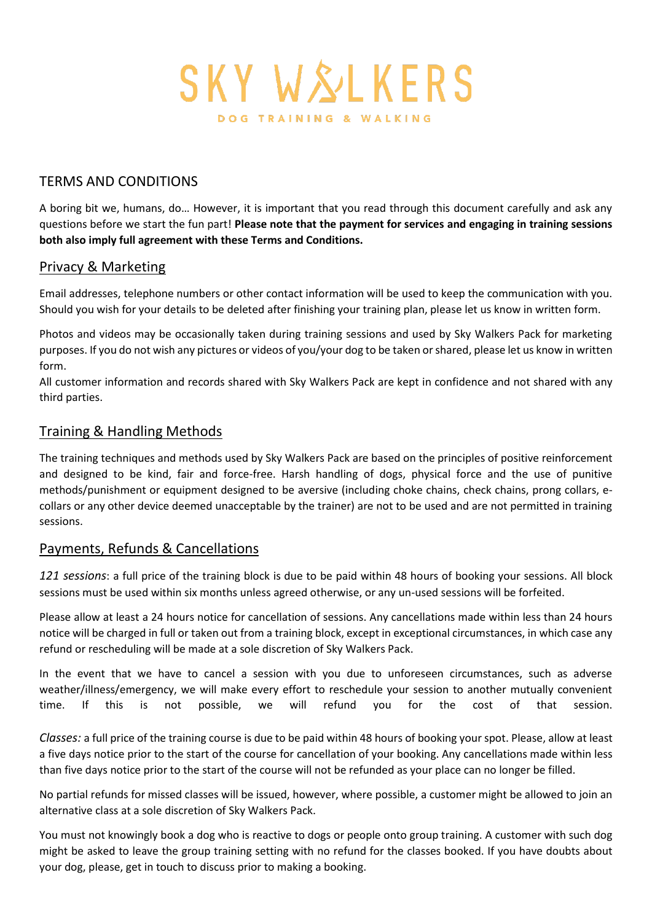# SKY WALKERS

DOG TRAINING & WALKING

## TERMS AND CONDITIONS

A boring bit we, humans, do… However, it is important that you read through this document carefully and ask any questions before we start the fun part! **Please note that the payment for services and engaging in training sessions both also imply full agreement with these Terms and Conditions.**

### Privacy & Marketing

Email addresses, telephone numbers or other contact information will be used to keep the communication with you. Should you wish for your details to be deleted after finishing your training plan, please let us know in written form.

Photos and videos may be occasionally taken during training sessions and used by Sky Walkers Pack for marketing purposes. If you do not wish any pictures or videos of you/your dog to be taken or shared, please let us know in written form.

All customer information and records shared with Sky Walkers Pack are kept in confidence and not shared with any third parties.

### Training & Handling Methods

The training techniques and methods used by Sky Walkers Pack are based on the principles of positive reinforcement and designed to be kind, fair and force-free. Harsh handling of dogs, physical force and the use of punitive methods/punishment or equipment designed to be aversive (including choke chains, check chains, prong collars, e-collars or any other device deemed unacceptable by the trainer) are not to be used and are not permitted in training sessions.

### Payments, Refunds & Cancellations

*121 sessions*: a full price of the training block is due to be paid within 48 hours of booking your sessions. All block sessions must be used within six months unless agreed otherwise, or any un-used sessions will be forfeited.

Please allow at least a 24 hours notice for cancellation of sessions. Any cancellations made within less than 24 hours notice will be charged in full or taken out from a training block, except in exceptional circumstances, in which case any refund or rescheduling will be made at a sole discretion of Sky Walkers Pack.

In the event that we have to cancel a session with you due to unforeseen circumstances, such as adverse weather/illness/emergency, we will make every effort to reschedule your session to another mutually convenient time. If this is not possible, we will refund you for the cost of that session.

*Classes:* a full price of the training course is due to be paid within 48 hours of booking your spot. Please, allow at least a five days notice prior to the start of the course for cancellation of your booking. Any cancellations made within less than five days notice prior to the start of the course will not be refunded as your place can no longer be filled.

No partial refunds for missed classes will be issued, however, where possible, a customer might be allowed to join an alternative class at a sole discretion of Sky Walkers Pack.

You must not knowingly book a dog who is reactive to dogs or people onto group training. A customer with such dog might be asked to leave the group training setting with no refund for the classes booked. If you have doubts about your dog, please, get in touch to discuss prior to making a booking.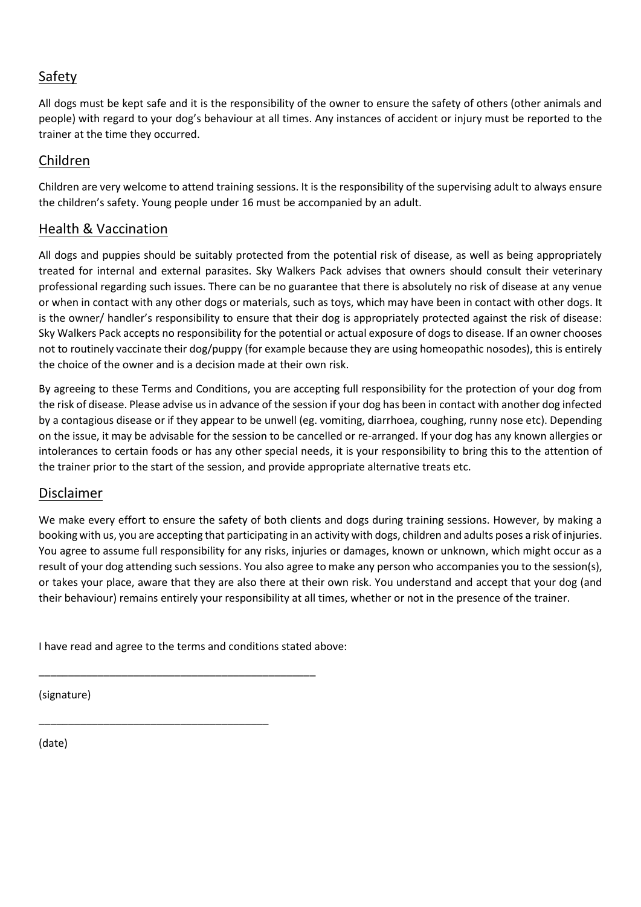## Safety

All dogs must be kept safe and it is the responsibility of the owner to ensure the safety of others (other animals and people) with regard to your dog's behaviour at all times. Any instances of accident or injury must be reported to the trainer at the time they occurred.

## Children

Children are very welcome to attend training sessions. It is the responsibility of the supervising adult to always ensure the children's safety. Young people under 16 must be accompanied by an adult.

## Health & Vaccination

All dogs and puppies should be suitably protected from the potential risk of disease, as well as being appropriately treated for internal and external parasites. Sky Walkers Pack advises that owners should consult their veterinary professional regarding such issues. There can be no guarantee that there is absolutely no risk of disease at any venue or when in contact with any other dogs or materials, such as toys, which may have been in contact with other dogs. It is the owner/ handler's responsibility to ensure that their dog is appropriately protected against the risk of disease: Sky Walkers Pack accepts no responsibility for the potential or actual exposure of dogs to disease. If an owner chooses not to routinely vaccinate their dog/puppy (for example because they are using homeopathic nosodes), this is entirely the choice of the owner and is a decision made at their own risk.

By agreeing to these Terms and Conditions, you are accepting full responsibility for the protection of your dog from the risk of disease. Please advise us in advance of the session if your dog has been in contact with another dog infected by a contagious disease or if they appear to be unwell (eg. vomiting, diarrhoea, coughing, runny nose etc). Depending on the issue, it may be advisable for the session to be cancelled or re-arranged. If your dog has any known allergies or intolerances to certain foods or has any other special needs, it is your responsibility to bring this to the attention of the trainer prior to the start of the session, and provide appropriate alternative treats etc.

## Disclaimer

We make every effort to ensure the safety of both clients and dogs during training sessions. However, by making a booking with us, you are accepting that participating in an activity with dogs, children and adults poses a risk of injuries. You agree to assume full responsibility for any risks, injuries or damages, known or unknown, which might occur as a result of your dog attending such sessions. You also agree to make any person who accompanies you to the session(s), or takes your place, aware that they are also there at their own risk. You understand and accept that your dog (and their behaviour) remains entirely your responsibility at all times, whether or not in the presence of the trainer.

I have read and agree to the terms and conditions stated above:

_______________________________________________

(signature)

_______________________________________

(date)